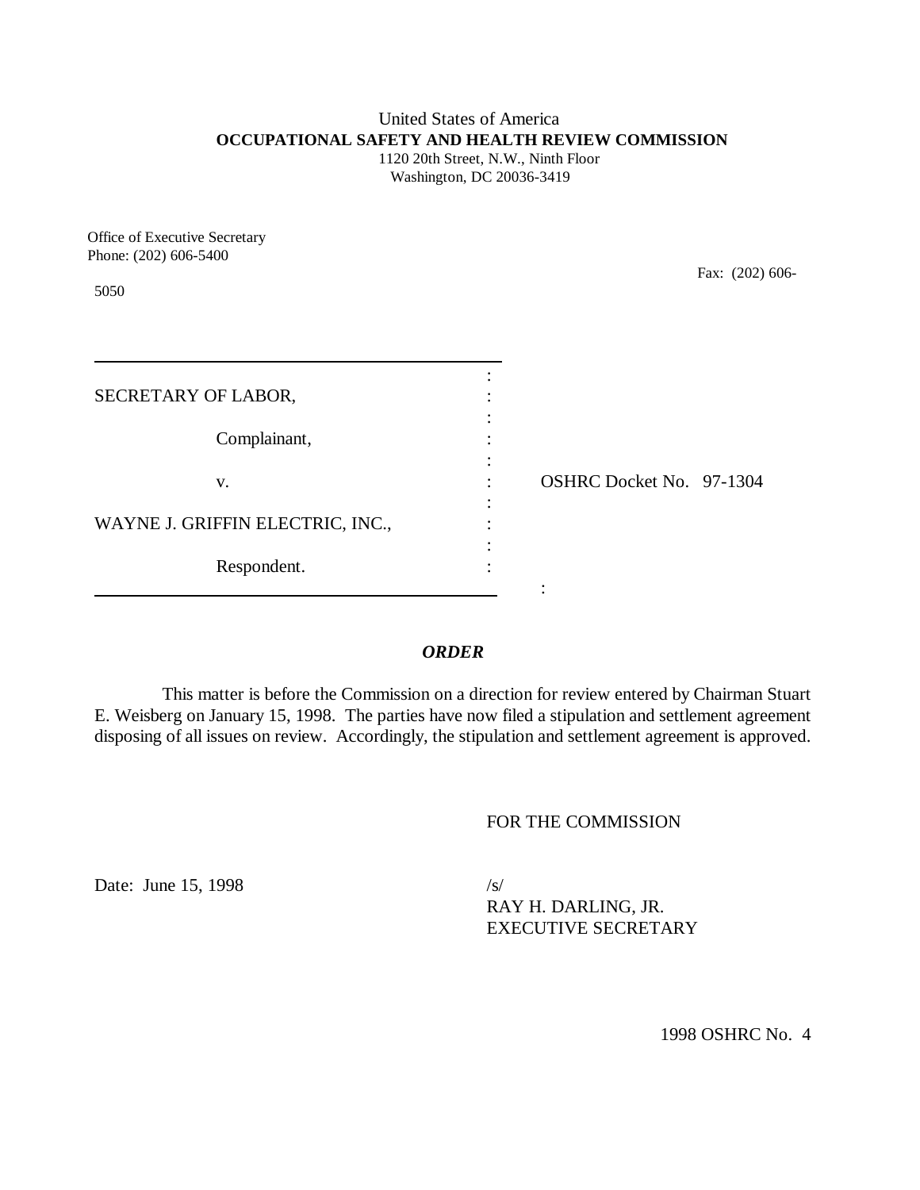United States of America
**OCCUPATIONAL SAFETY AND HEALTH REVIEW COMMISSION**
1120 20th Street, N.W., Ninth Floor
Washington, DC 20036-3419

Office of Executive Secretary
Phone: (202) 606-5400
Fax: (202) 606-5050

| | | |
|---|---|---|
| SECRETARY OF LABOR, | : | |
| Complainant, | : | |
| v. | : | OSHRC Docket No. 97-1304 |
| WAYNE J. GRIFFIN ELECTRIC, INC., | : | |
| Respondent. | : | |

***ORDER***

This matter is before the Commission on a direction for review entered by Chairman Stuart E. Weisberg on January 15, 1998. The parties have now filed a stipulation and settlement agreement disposing of all issues on review. Accordingly, the stipulation and settlement agreement is approved.

FOR THE COMMISSION

Date: June 15, 1998

/s/
RAY H. DARLING, JR.
EXECUTIVE SECRETARY

1998 OSHRC No. 4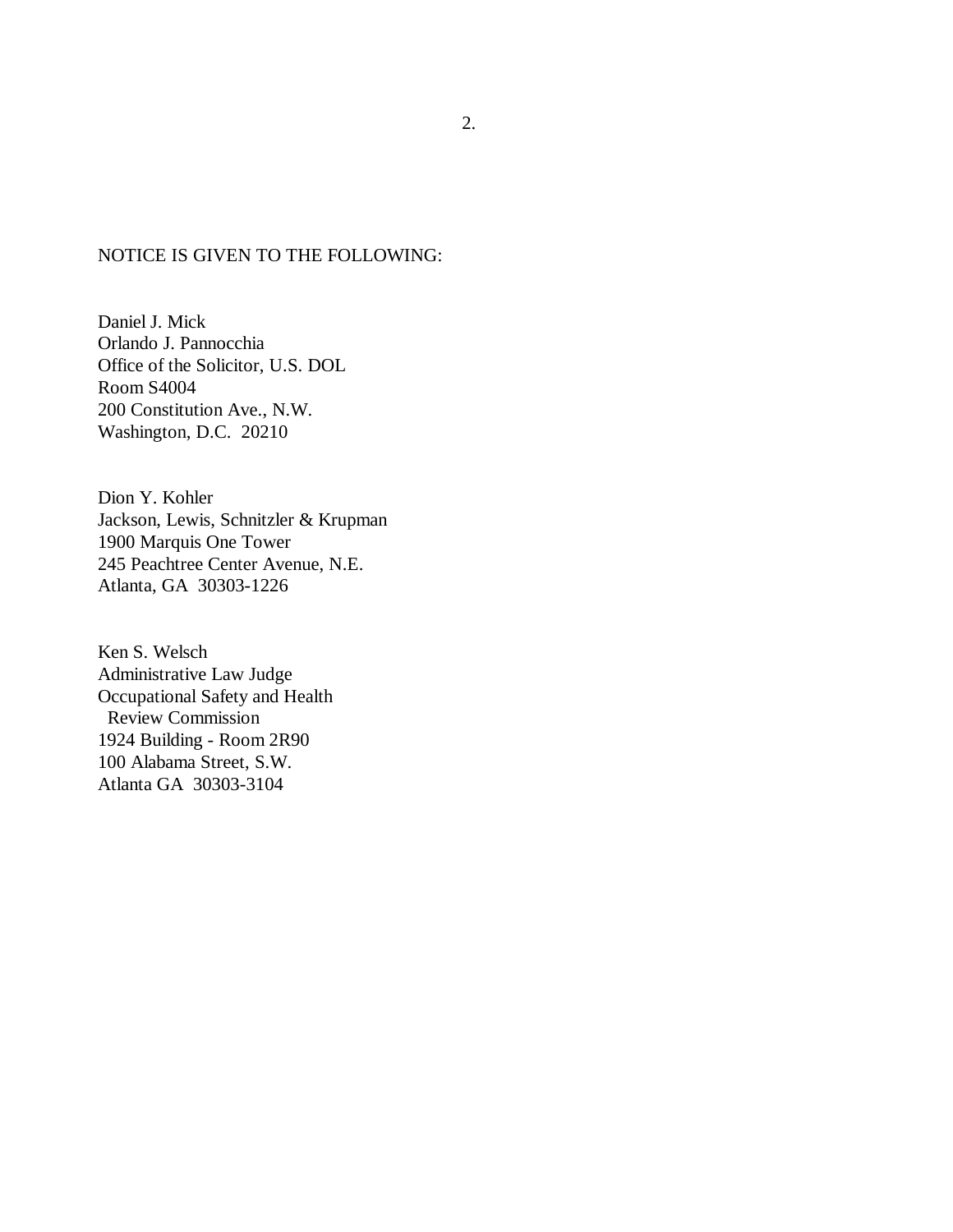NOTICE IS GIVEN TO THE FOLLOWING:

Daniel J. Mick  
Orlando J. Pannocchia  
Office of the Solicitor, U.S. DOL  
Room S4004  
200 Constitution Ave., N.W.  
Washington, D.C.  20210

Dion Y. Kohler  
Jackson, Lewis, Schnitzler & Krupman  
1900 Marquis One Tower  
245 Peachtree Center Avenue, N.E.  
Atlanta, GA  30303-1226

Ken S. Welsch  
Administrative Law Judge  
Occupational Safety and Health  
  Review Commission  
1924 Building - Room 2R90  
100 Alabama Street, S.W.  
Atlanta GA  30303-3104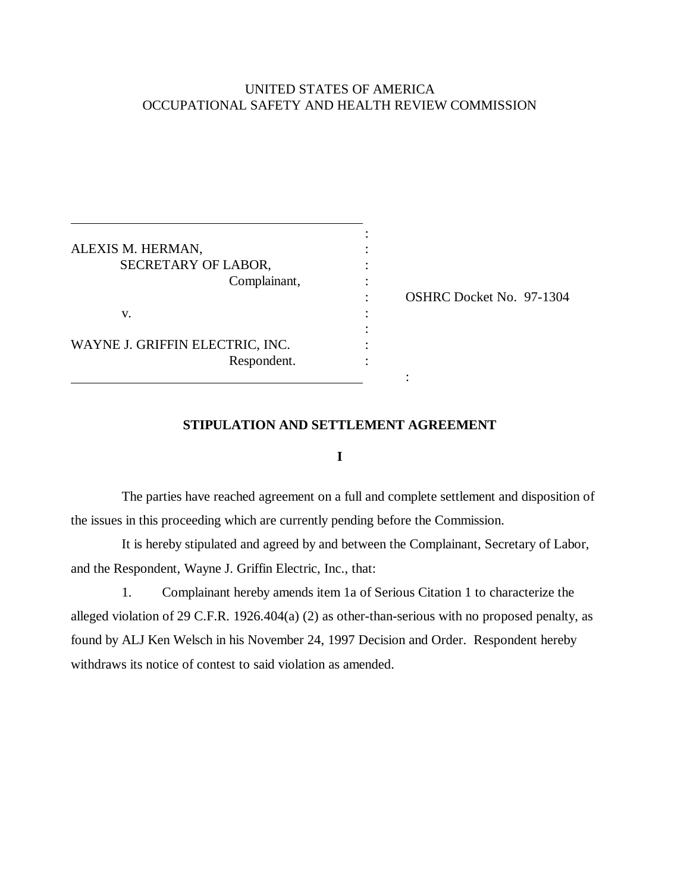UNITED STATES OF AMERICA
OCCUPATIONAL SAFETY AND HEALTH REVIEW COMMISSION

| | |
|---|---|
| ALEXIS M. HERMAN,<br>SECRETARY OF LABOR,<br>Complainant,<br><br>v.<br><br>WAYNE J. GRIFFIN ELECTRIC, INC.<br>Respondent. | OSHRC Docket No. 97-1304 |

## STIPULATION AND SETTLEMENT AGREEMENT

### I

The parties have reached agreement on a full and complete settlement and disposition of the issues in this proceeding which are currently pending before the Commission.

It is hereby stipulated and agreed by and between the Complainant, Secretary of Labor, and the Respondent, Wayne J. Griffin Electric, Inc., that:

1. Complainant hereby amends item 1a of Serious Citation 1 to characterize the alleged violation of 29 C.F.R. 1926.404(a) (2) as other-than-serious with no proposed penalty, as found by ALJ Ken Welsch in his November 24, 1997 Decision and Order. Respondent hereby withdraws its notice of contest to said violation as amended.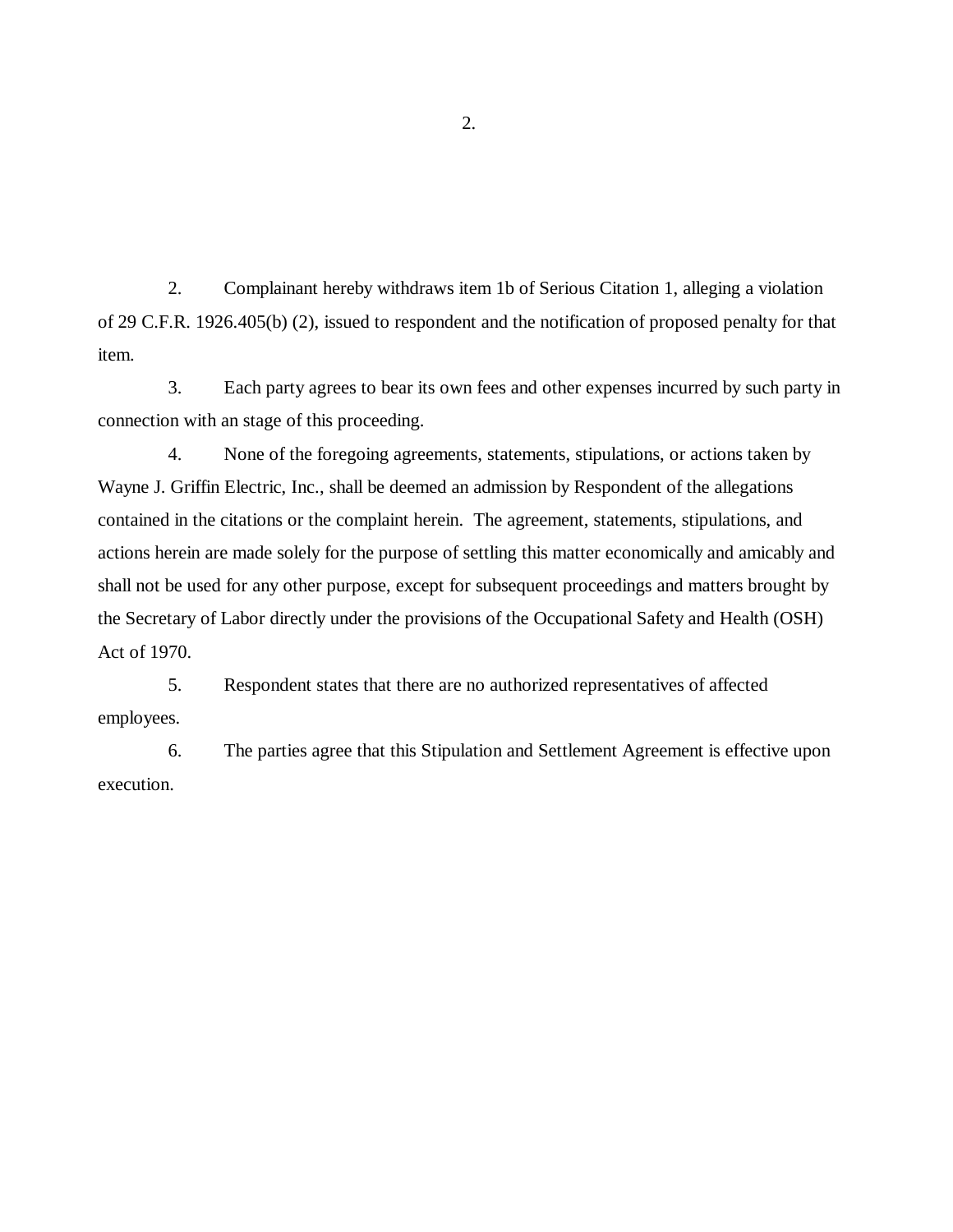2. Complainant hereby withdraws item 1b of Serious Citation 1, alleging a violation of 29 C.F.R. 1926.405(b) (2), issued to respondent and the notification of proposed penalty for that item.

3. Each party agrees to bear its own fees and other expenses incurred by such party in connection with an stage of this proceeding.

4. None of the foregoing agreements, statements, stipulations, or actions taken by Wayne J. Griffin Electric, Inc., shall be deemed an admission by Respondent of the allegations contained in the citations or the complaint herein. The agreement, statements, stipulations, and actions herein are made solely for the purpose of settling this matter economically and amicably and shall not be used for any other purpose, except for subsequent proceedings and matters brought by the Secretary of Labor directly under the provisions of the Occupational Safety and Health (OSH) Act of 1970.

5. Respondent states that there are no authorized representatives of affected employees.

6. The parties agree that this Stipulation and Settlement Agreement is effective upon execution.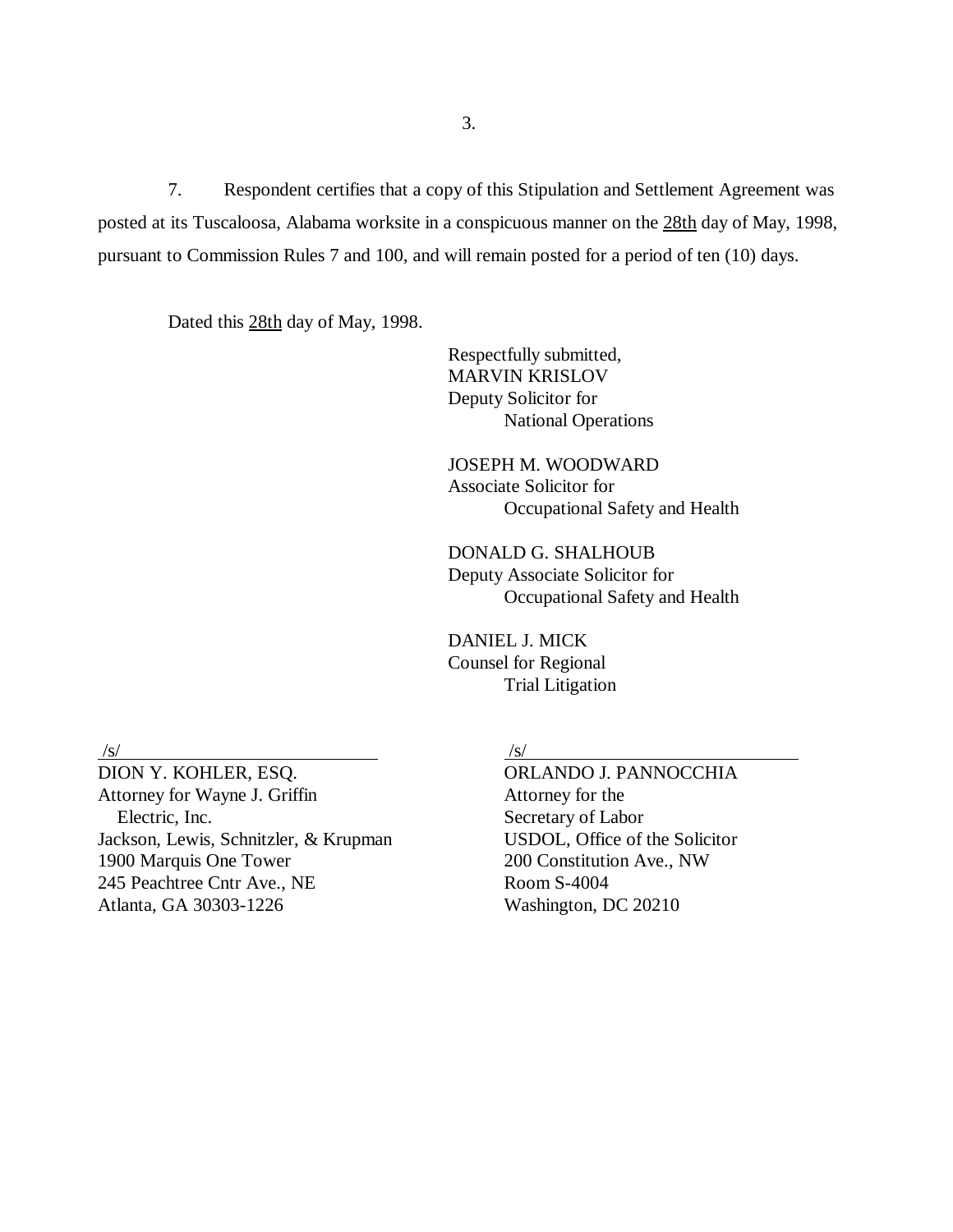7. Respondent certifies that a copy of this Stipulation and Settlement Agreement was posted at its Tuscaloosa, Alabama worksite in a conspicuous manner on the 28th day of May, 1998, pursuant to Commission Rules 7 and 100, and will remain posted for a period of ten (10) days.

Dated this 28th day of May, 1998.

Respectfully submitted,
MARVIN KRISLOV
Deputy Solicitor for
National Operations

JOSEPH M. WOODWARD
Associate Solicitor for
Occupational Safety and Health

DONALD G. SHALHOUB
Deputy Associate Solicitor for
Occupational Safety and Health

DANIEL J. MICK
Counsel for Regional
Trial Litigation

/s/
DION Y. KOHLER, ESQ.
Attorney for Wayne J. Griffin
Electric, Inc.
Jackson, Lewis, Schnitzler, & Krupman
1900 Marquis One Tower
245 Peachtree Cntr Ave., NE
Atlanta, GA 30303-1226

/s/
ORLANDO J. PANNOCCHIA
Attorney for the
Secretary of Labor
USDOL, Office of the Solicitor
200 Constitution Ave., NW
Room S-4004
Washington, DC 20210